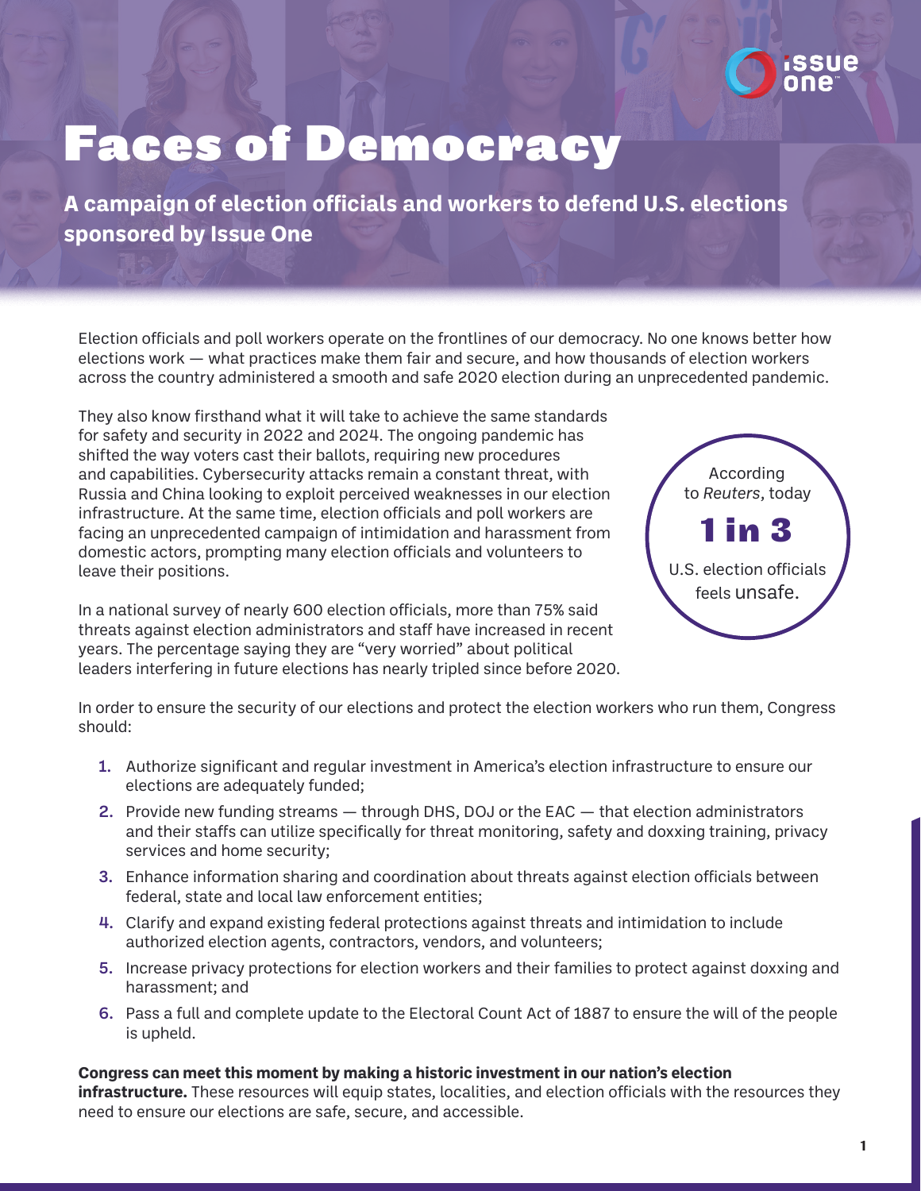# Faces of Democracy

**A campaign of election officials and workers to defend U.S. elections sponsored by Issue One**

Election officials and poll workers operate on the frontlines of our democracy. No one knows better how elections work — what practices make them fair and secure, and how thousands of election workers across the country administered a smooth and safe 2020 election during an unprecedented pandemic.

They also know firsthand what it will take to achieve the same standards for safety and security in 2022 and 2024. The ongoing pandemic has shifted the way voters cast their ballots, requiring new procedures and capabilities. Cybersecurity attacks remain a constant threat, with Russia and China looking to exploit perceived weaknesses in our election infrastructure. At the same time, election officials and poll workers are facing an unprecedented campaign of intimidation and harassment from domestic actors, prompting many election officials and volunteers to leave their positions.

In a national survey of nearly 600 election officials, more than 75% said threats against election administrators and staff have increased in recent years. The percentage saying they are "very worried" about political leaders interfering in future elections has nearly tripled since before 2020.

According to *Reuters*, today **1 in 3** U.S. election officials feels unsafe.

In order to ensure the security of our elections and protect the election workers who run them, Congress should:

1. Authorize significant and regular investment in America's election infrastructure to ensure our elections are adequately funded;
2. Provide new funding streams — through DHS, DOJ or the EAC — that election administrators and their staffs can utilize specifically for threat monitoring, safety and doxxing training, privacy services and home security;
3. Enhance information sharing and coordination about threats against election officials between federal, state and local law enforcement entities;
4. Clarify and expand existing federal protections against threats and intimidation to include authorized election agents, contractors, vendors, and volunteers;
5. Increase privacy protections for election workers and their families to protect against doxxing and harassment; and
6. Pass a full and complete update to the Electoral Count Act of 1887 to ensure the will of the people is upheld.

**Congress can meet this moment by making a historic investment in our nation's election infrastructure.** These resources will equip states, localities, and election officials with the resources they need to ensure our elections are safe, secure, and accessible.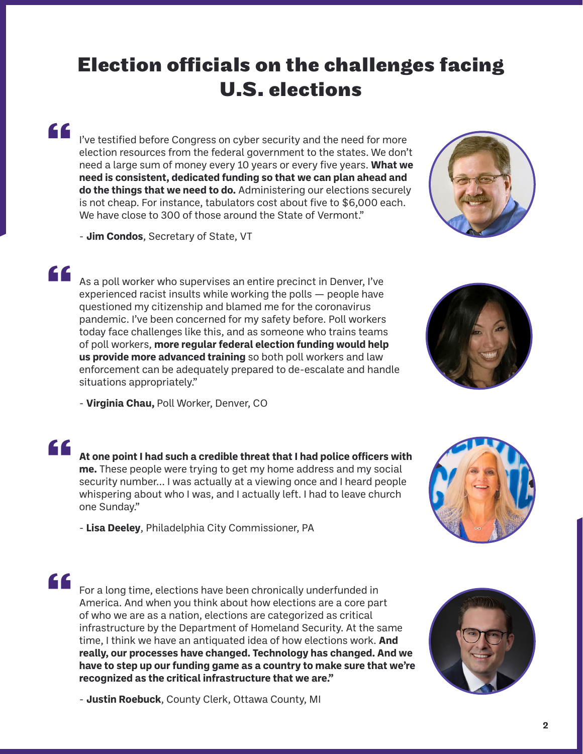# Election officials on the challenges facing U.S. elections

> I've testified before Congress on cyber security and the need for more election resources from the federal government to the states. We don't need a large sum of money every 10 years or every five years. **What we need is consistent, dedicated funding so that we can plan ahead and do the things that we need to do.** Administering our elections securely is not cheap. For instance, tabulators cost about five to $6,000 each. We have close to 300 of those around the State of Vermont."
>
> - **Jim Condos**, Secretary of State, VT

> As a poll worker who supervises an entire precinct in Denver, I've experienced racist insults while working the polls — people have questioned my citizenship and blamed me for the coronavirus pandemic. I've been concerned for my safety before. Poll workers today face challenges like this, and as someone who trains teams of poll workers, **more regular federal election funding would help us provide more advanced training** so both poll workers and law enforcement can be adequately prepared to de-escalate and handle situations appropriately."
>
> - **Virginia Chau,** Poll Worker, Denver, CO

> **At one point I had such a credible threat that I had police officers with me.** These people were trying to get my home address and my social security number... I was actually at a viewing once and I heard people whispering about who I was, and I actually left. I had to leave church one Sunday."
>
> - **Lisa Deeley**, Philadelphia City Commissioner, PA

> For a long time, elections have been chronically underfunded in America. And when you think about how elections are a core part of who we are as a nation, elections are categorized as critical infrastructure by the Department of Homeland Security. At the same time, I think we have an antiquated idea of how elections work. **And really, our processes have changed. Technology has changed. And we have to step up our funding game as a country to make sure that we're recognized as the critical infrastructure that we are."**
>
> - **Justin Roebuck**, County Clerk, Ottawa County, MI